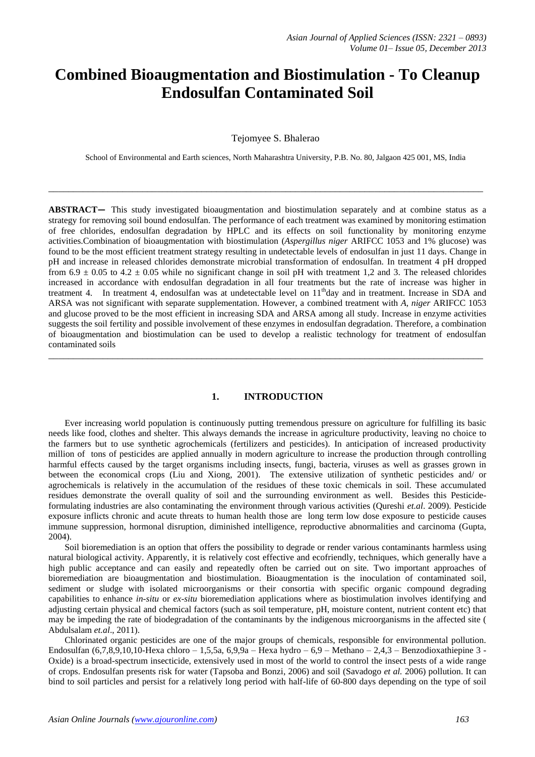# Combined Bioaugmentation and Biostimulation - To Cleanup Endosulfan Contaminated Soil

Tejomyee S. Bhalerao

School of Environmental and Earth sciences, North Maharashtra University, P.B. No. 80, Jalgaon 425 001, MS, India

---

**ABSTRACT—** This study investigated bioaugmentation and biostimulation separately and at combine status as a strategy for removing soil bound endosulfan. The performance of each treatment was examined by monitoring estimation of free chlorides, endosulfan degradation by HPLC and its effects on soil functionality by monitoring enzyme activities.Combination of bioaugmentation with biostimulation (*Aspergillus niger* ARIFCC 1053 and 1% glucose) was found to be the most efficient treatment strategy resulting in undetectable levels of endosulfan in just 11 days. Change in pH and increase in released chlorides demonstrate microbial transformation of endosulfan. In treatment 4 pH dropped from $6.9 \pm 0.05$ to $4.2 \pm 0.05$ while no significant change in soil pH with treatment 1,2 and 3. The released chlorides increased in accordance with endosulfan degradation in all four treatments but the rate of increase was higher in treatment 4. In treatment 4, endosulfan was at undetectable level on $11^{th}$day and in treatment. Increase in SDA and ARSA was not significant with separate supplementation. However, a combined treatment with *A, niger* ARIFCC 1053 and glucose proved to be the most efficient in increasing SDA and ARSA among all study. Increase in enzyme activities suggests the soil fertility and possible involvement of these enzymes in endosulfan degradation. Therefore, a combination of bioaugmentation and biostimulation can be used to develop a realistic technology for treatment of endosulfan contaminated soils

---

## 1. INTRODUCTION

Ever increasing world population is continuously putting tremendous pressure on agriculture for fulfilling its basic needs like food, clothes and shelter. This always demands the increase in agriculture productivity, leaving no choice to the farmers but to use synthetic agrochemicals (fertilizers and pesticides). In anticipation of increased productivity million of tons of pesticides are applied annually in modern agriculture to increase the production through controlling harmful effects caused by the target organisms including insects, fungi, bacteria, viruses as well as grasses grown in between the economical crops (Liu and Xiong, 2001). The extensive utilization of synthetic pesticides and/ or agrochemicals is relatively in the accumulation of the residues of these toxic chemicals in soil. These accumulated residues demonstrate the overall quality of soil and the surrounding environment as well. Besides this Pesticide-formulating industries are also contaminating the environment through various activities (Qureshi *et.al*. 2009). Pesticide exposure inflicts chronic and acute threats to human health those are long term low dose exposure to pesticide causes immune suppression, hormonal disruption, diminished intelligence, reproductive abnormalities and carcinoma (Gupta, 2004).

Soil bioremediation is an option that offers the possibility to degrade or render various contaminants harmless using natural biological activity. Apparently, it is relatively cost effective and ecofriendly, techniques, which generally have a high public acceptance and can easily and repeatedly often be carried out on site. Two important approaches of bioremediation are bioaugmentation and biostimulation. Bioaugmentation is the inoculation of contaminated soil, sediment or sludge with isolated microorganisms or their consortia with specific organic compound degrading capabilities to enhance *in-situ* or *ex-situ* bioremediation applications where as biostimulation involves identifying and adjusting certain physical and chemical factors (such as soil temperature, pH, moisture content, nutrient content etc) that may be impeding the rate of biodegradation of the contaminants by the indigenous microorganisms in the affected site ( Abdulsalam *et.al*., 2011).

Chlorinated organic pesticides are one of the major groups of chemicals, responsible for environmental pollution. Endosulfan (6,7,8,9,10,10-Hexa chloro – 1,5,5a, 6,9,9a – Hexa hydro – 6,9 – Methano – 2,4,3 – Benzodioxathiepine 3 - Oxide) is a broad-spectrum insecticide, extensively used in most of the world to control the insect pests of a wide range of crops. Endosulfan presents risk for water (Tapsoba and Bonzi, 2006) and soil (Savadogo *et al.* 2006) pollution. It can bind to soil particles and persist for a relatively long period with half-life of 60-800 days depending on the type of soil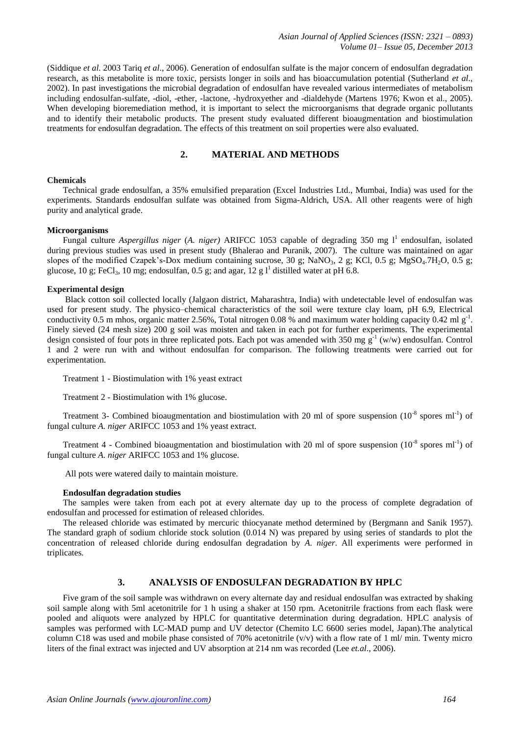(Siddique *et al.* 2003 Tariq *et al*., 2006). Generation of endosulfan sulfate is the major concern of endosulfan degradation research, as this metabolite is more toxic, persists longer in soils and has bioaccumulation potential (Sutherland *et al*., 2002). In past investigations the microbial degradation of endosulfan have revealed various intermediates of metabolism including endosulfan-sulfate, -diol, -ether, -lactone, -hydroxyether and -dialdehyde (Martens 1976; Kwon et al., 2005). When developing bioremediation method, it is important to select the microorganisms that degrade organic pollutants and to identify their metabolic products. The present study evaluated different bioaugmentation and biostimulation treatments for endosulfan degradation. The effects of this treatment on soil properties were also evaluated.

## 2. MATERIAL AND METHODS

**Chemicals**

Technical grade endosulfan, a 35% emulsified preparation (Excel Industries Ltd., Mumbai, India) was used for the experiments. Standards endosulfan sulfate was obtained from Sigma-Aldrich, USA. All other reagents were of high purity and analytical grade.

**Microorganisms**

Fungal culture *Aspergillus niger* (*A. niger)* ARIFCC 1053 capable of degrading 350 mg $l^1$ endosulfan, isolated during previous studies was used in present study (Bhalerao and Puranik, 2007). The culture was maintained on agar slopes of the modified Czapek's-Dox medium containing sucrose, 30 g; $NaNO_3$, 2 g; KCl, 0.5 g; $MgSO_4.7H_2O$, 0.5 g; glucose, 10 g; $FeCl_3$, 10 mg; endosulfan, 0.5 g; and agar, 12 g $l^1$ distilled water at pH 6.8.

**Experimental design**

Black cotton soil collected locally (Jalgaon district, Maharashtra, India) with undetectable level of endosulfan was used for present study. The physico–chemical characteristics of the soil were texture clay loam, pH 6.9, Electrical conductivity 0.5 m mhos, organic matter 2.56%, Total nitrogen 0.08 % and maximum water holding capacity 0.42 ml $g^{-1}$. Finely sieved (24 mesh size) 200 g soil was moisten and taken in each pot for further experiments. The experimental design consisted of four pots in three replicated pots. Each pot was amended with 350 mg $g^{-1}$ (w/w) endosulfan. Control 1 and 2 were run with and without endosulfan for comparison. The following treatments were carried out for experimentation.

Treatment 1 - Biostimulation with 1% yeast extract

Treatment 2 - Biostimulation with 1% glucose.

Treatment 3- Combined bioaugmentation and biostimulation with 20 ml of spore suspension ($10^{-8}$ spores $ml^{-1}$) of fungal culture *A. niger* ARIFCC 1053 and 1% yeast extract.

Treatment 4 - Combined bioaugmentation and biostimulation with 20 ml of spore suspension ($10^{-8}$ spores $ml^{-1}$) of fungal culture *A. niger* ARIFCC 1053 and 1% glucose.

All pots were watered daily to maintain moisture.

**Endosulfan degradation studies**

The samples were taken from each pot at every alternate day up to the process of complete degradation of endosulfan and processed for estimation of released chlorides.

The released chloride was estimated by mercuric thiocyanate method determined by (Bergmann and Sanik 1957). The standard graph of sodium chloride stock solution (0.014 N) was prepared by using series of standards to plot the concentration of released chloride during endosulfan degradation by *A. niger*. All experiments were performed in triplicates.

## 3. ANALYSIS OF ENDOSULFAN DEGRADATION BY HPLC

Five gram of the soil sample was withdrawn on every alternate day and residual endosulfan was extracted by shaking soil sample along with 5ml acetonitrile for 1 h using a shaker at 150 rpm. Acetonitrile fractions from each flask were pooled and aliquots were analyzed by HPLC for quantitative determination during degradation. HPLC analysis of samples was performed with LC-MAD pump and UV detector (Chemito LC 6600 series model, Japan).The analytical column C18 was used and mobile phase consisted of 70% acetonitrile (v/v) with a flow rate of 1 ml/ min. Twenty micro liters of the final extract was injected and UV absorption at 214 nm was recorded (Lee *et.al*., 2006).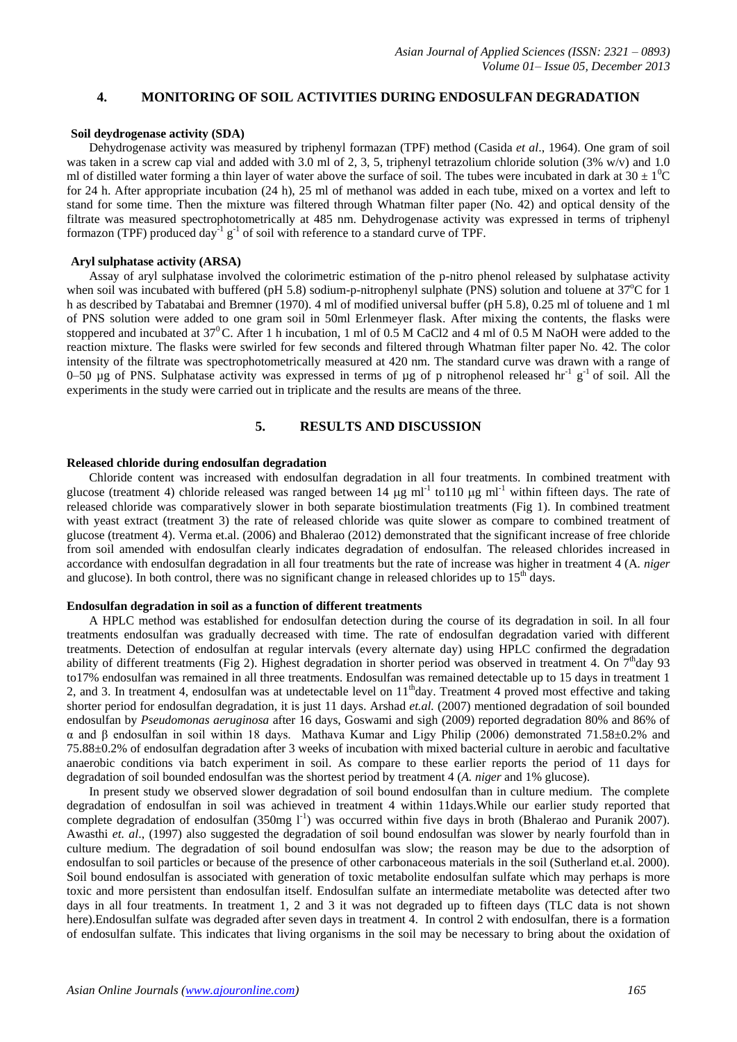## 4. MONITORING OF SOIL ACTIVITIES DURING ENDOSULFAN DEGRADATION

**Soil deydrogenase activity (SDA)**

Dehydrogenase activity was measured by triphenyl formazan (TPF) method (Casida *et al*., 1964). One gram of soil was taken in a screw cap vial and added with 3.0 ml of 2, 3, 5, triphenyl tetrazolium chloride solution (3% w/v) and 1.0 ml of distilled water forming a thin layer of water above the surface of soil. The tubes were incubated in dark at 30 ± 1$^0$C for 24 h. After appropriate incubation (24 h), 25 ml of methanol was added in each tube, mixed on a vortex and left to stand for some time. Then the mixture was filtered through Whatman filter paper (No. 42) and optical density of the filtrate was measured spectrophotometrically at 485 nm. Dehydrogenase activity was expressed in terms of triphenyl formazon (TPF) produced day$^{-1}$ g$^{-1}$ of soil with reference to a standard curve of TPF.

**Aryl sulphatase activity (ARSA)**

Assay of aryl sulphatase involved the colorimetric estimation of the p-nitro phenol released by sulphatase activity when soil was incubated with buffered (pH 5.8) sodium-p-nitrophenyl sulphate (PNS) solution and toluene at 37$^o$C for 1 h as described by Tabatabai and Bremner (1970). 4 ml of modified universal buffer (pH 5.8), 0.25 ml of toluene and 1 ml of PNS solution were added to one gram soil in 50ml Erlenmeyer flask. After mixing the contents, the flasks were stoppered and incubated at 37$^0$C. After 1 h incubation, 1 ml of 0.5 M CaCl2 and 4 ml of 0.5 M NaOH were added to the reaction mixture. The flasks were swirled for few seconds and filtered through Whatman filter paper No. 42. The color intensity of the filtrate was spectrophotometrically measured at 420 nm. The standard curve was drawn with a range of 0–50 µg of PNS. Sulphatase activity was expressed in terms of µg of p nitrophenol released hr$^{-1}$ g$^{-1}$ of soil. All the experiments in the study were carried out in triplicate and the results are means of the three.

## 5. RESULTS AND DISCUSSION

**Released chloride during endosulfan degradation**

Chloride content was increased with endosulfan degradation in all four treatments. In combined treatment with glucose (treatment 4) chloride released was ranged between 14 µg ml$^{-1}$ to110 µg ml$^{-1}$ within fifteen days. The rate of released chloride was comparatively slower in both separate biostimulation treatments (Fig 1). In combined treatment with yeast extract (treatment 3) the rate of released chloride was quite slower as compare to combined treatment of glucose (treatment 4). Verma et.al. (2006) and Bhalerao (2012) demonstrated that the significant increase of free chloride from soil amended with endosulfan clearly indicates degradation of endosulfan. The released chlorides increased in accordance with endosulfan degradation in all four treatments but the rate of increase was higher in treatment 4 (A. *niger* and glucose). In both control, there was no significant change in released chlorides up to 15$^{th}$ days.

**Endosulfan degradation in soil as a function of different treatments**

A HPLC method was established for endosulfan detection during the course of its degradation in soil. In all four treatments endosulfan was gradually decreased with time. The rate of endosulfan degradation varied with different treatments. Detection of endosulfan at regular intervals (every alternate day) using HPLC confirmed the degradation ability of different treatments (Fig 2). Highest degradation in shorter period was observed in treatment 4. On 7$^{th}$day 93 to17% endosulfan was remained in all three treatments. Endosulfan was remained detectable up to 15 days in treatment 1 2, and 3. In treatment 4, endosulfan was at undetectable level on 11$^{th}$day. Treatment 4 proved most effective and taking shorter period for endosulfan degradation, it is just 11 days. Arshad *et.al.* (2007) mentioned degradation of soil bounded endosulfan by *Pseudomonas aeruginosa* after 16 days, Goswami and sigh (2009) reported degradation 80% and 86% of α and β endosulfan in soil within 18 days. Mathava Kumar and Ligy Philip (2006) demonstrated 71.58±0.2% and 75.88±0.2% of endosulfan degradation after 3 weeks of incubation with mixed bacterial culture in aerobic and facultative anaerobic conditions via batch experiment in soil. As compare to these earlier reports the period of 11 days for degradation of soil bounded endosulfan was the shortest period by treatment 4 (*A. niger* and 1% glucose).

In present study we observed slower degradation of soil bound endosulfan than in culture medium. The complete degradation of endosulfan in soil was achieved in treatment 4 within 11days.While our earlier study reported that complete degradation of endosulfan (350mg l$^{-1}$) was occurred within five days in broth (Bhalerao and Puranik 2007). Awasthi *et. al*., (1997) also suggested the degradation of soil bound endosulfan was slower by nearly fourfold than in culture medium. The degradation of soil bound endosulfan was slow; the reason may be due to the adsorption of endosulfan to soil particles or because of the presence of other carbonaceous materials in the soil (Sutherland et.al. 2000). Soil bound endosulfan is associated with generation of toxic metabolite endosulfan sulfate which may perhaps is more toxic and more persistent than endosulfan itself. Endosulfan sulfate an intermediate metabolite was detected after two days in all four treatments. In treatment 1, 2 and 3 it was not degraded up to fifteen days (TLC data is not shown here).Endosulfan sulfate was degraded after seven days in treatment 4. In control 2 with endosulfan, there is a formation of endosulfan sulfate. This indicates that living organisms in the soil may be necessary to bring about the oxidation of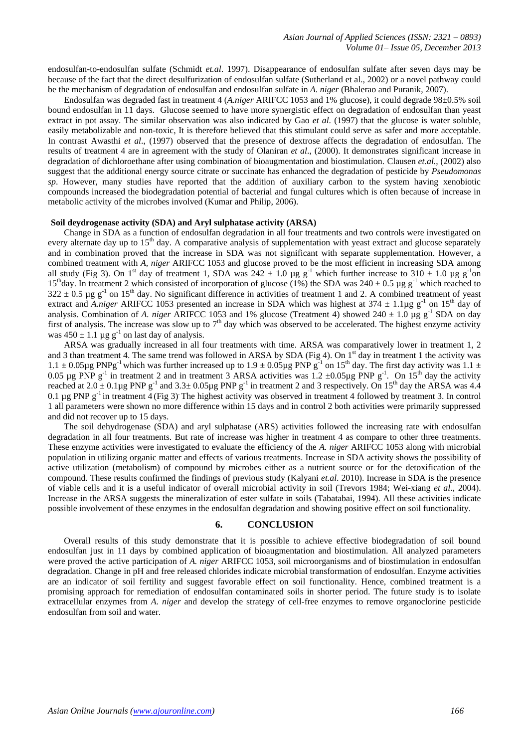endosulfan-to-endosulfan sulfate (Schmidt *et.al*. 1997). Disappearance of endosulfan sulfate after seven days may be because of the fact that the direct desulfurization of endosulfan sulfate (Sutherland et al., 2002) or a novel pathway could be the mechanism of degradation of endosulfan and endosulfan sulfate in *A. niger* (Bhalerao and Puranik, 2007).

Endosulfan was degraded fast in treatment 4 (*A.niger* ARIFCC 1053 and 1% glucose), it could degrade 98±0.5% soil bound endosulfan in 11 days. Glucose seemed to have more synergistic effect on degradation of endosulfan than yeast extract in pot assay. The similar observation was also indicated by Gao *et al*. (1997) that the glucose is water soluble, easily metabolizable and non-toxic, It is therefore believed that this stimulant could serve as safer and more acceptable. In contrast Awasthi *et al*., (1997) observed that the presence of dextrose affects the degradation of endosulfan. The results of treatment 4 are in agreement with the study of Olaniran *et al*., (2000). It demonstrates significant increase in degradation of dichloroethane after using combination of bioaugmentation and biostimulation. Clausen *et.al.*, (2002) also suggest that the additional energy source citrate or succinate has enhanced the degradation of pesticide by *Pseudomonas sp*. However, many studies have reported that the addition of auxiliary carbon to the system having xenobiotic compounds increased the biodegradation potential of bacterial and fungal cultures which is often because of increase in metabolic activity of the microbes involved (Kumar and Philip, 2006).

**Soil deydrogenase activity (SDA) and Aryl sulphatase activity (ARSA)**

Change in SDA as a function of endosulfan degradation in all four treatments and two controls were investigated on every alternate day up to 15$^{th}$ day. A comparative analysis of supplementation with yeast extract and glucose separately and in combination proved that the increase in SDA was not significant with separate supplementation. However, a combined treatment with *A, niger* ARIFCC 1053 and glucose proved to be the most efficient in increasing SDA among all study (Fig 3). On 1$^{st}$ day of treatment 1, SDA was 242 ± 1.0 µg g$^{-1}$ which further increase to 310 ± 1.0 µg g$^{-1}$on 15$^{th}$day. In treatment 2 which consisted of incorporation of glucose (1%) the SDA was 240 ± 0.5 µg g$^{-1}$ which reached to 322 ± 0.5 µg g$^{-1}$ on 15$^{th}$ day. No significant difference in activities of treatment 1 and 2. A combined treatment of yeast extract and *A.niger* ARIFCC 1053 presented an increase in SDA which was highest at 374 ± 1.1µg g$^{-1}$ on 15$^{th}$ day of analysis. Combination of *A. niger* ARIFCC 1053 and 1% glucose (Treatment 4) showed 240 ± 1.0 µg g$^{-1}$ SDA on day first of analysis. The increase was slow up to 7$^{th}$ day which was observed to be accelerated. The highest enzyme activity was 450 ± 1.1 µg g$^{-1}$ on last day of analysis.

ARSA was gradually increased in all four treatments with time. ARSA was comparatively lower in treatment 1, 2 and 3 than treatment 4. The same trend was followed in ARSA by SDA (Fig 4). On 1$^{st}$ day in treatment 1 the activity was 1.1 ± 0.05µg PNPg$^{-1}$ which was further increased up to 1.9 ± 0.05µg PNP g$^{-1}$ on 15$^{th}$ day. The first day activity was 1.1 ± 0.05 µg PNP g$^{-1}$ in treatment 2 and in treatment 3 ARSA activities was 1.2 ±0.05µg PNP g$^{-1}$. On 15$^{th}$ day the activity reached at 2.0 ± 0.1µg PNP g$^{-1}$ and 3.3± 0.05µg PNP g$^{-1}$ in treatment 2 and 3 respectively. On 15$^{th}$ day the ARSA was 4.4 0.1 µg PNP g$^{-1}$ in treatment 4 (Fig 3). The highest activity was observed in treatment 4 followed by treatment 3. In control 1 all parameters were shown no more difference within 15 days and in control 2 both activities were primarily suppressed and did not recover up to 15 days.

The soil dehydrogenase (SDA) and aryl sulphatase (ARS) activities followed the increasing rate with endosulfan degradation in all four treatments. But rate of increase was higher in treatment 4 as compare to other three treatments. These enzyme activities were investigated to evaluate the efficiency of the *A. niger* ARIFCC 1053 along with microbial population in utilizing organic matter and effects of various treatments. Increase in SDA activity shows the possibility of active utilization (metabolism) of compound by microbes either as a nutrient source or for the detoxification of the compound. These results confirmed the findings of previous study (Kalyani *et.al.* 2010). Increase in SDA is the presence of viable cells and it is a useful indicator of overall microbial activity in soil (Trevors 1984; Wei-xiang *et al*., 2004). Increase in the ARSA suggests the mineralization of ester sulfate in soils (Tabatabai, 1994). All these activities indicate possible involvement of these enzymes in the endosulfan degradation and showing positive effect on soil functionality.

## 6. CONCLUSION

Overall results of this study demonstrate that it is possible to achieve effective biodegradation of soil bound endosulfan just in 11 days by combined application of bioaugmentation and biostimulation. All analyzed parameters were proved the active participation of *A. niger* ARIFCC 1053, soil microorganisms and of biostimulation in endosulfan degradation. Change in pH and free released chlorides indicate microbial transformation of endosulfan. Enzyme activities are an indicator of soil fertility and suggest favorable effect on soil functionality. Hence, combined treatment is a promising approach for remediation of endosulfan contaminated soils in shorter period. The future study is to isolate extracellular enzymes from *A. niger* and develop the strategy of cell-free enzymes to remove organoclorine pesticide endosulfan from soil and water.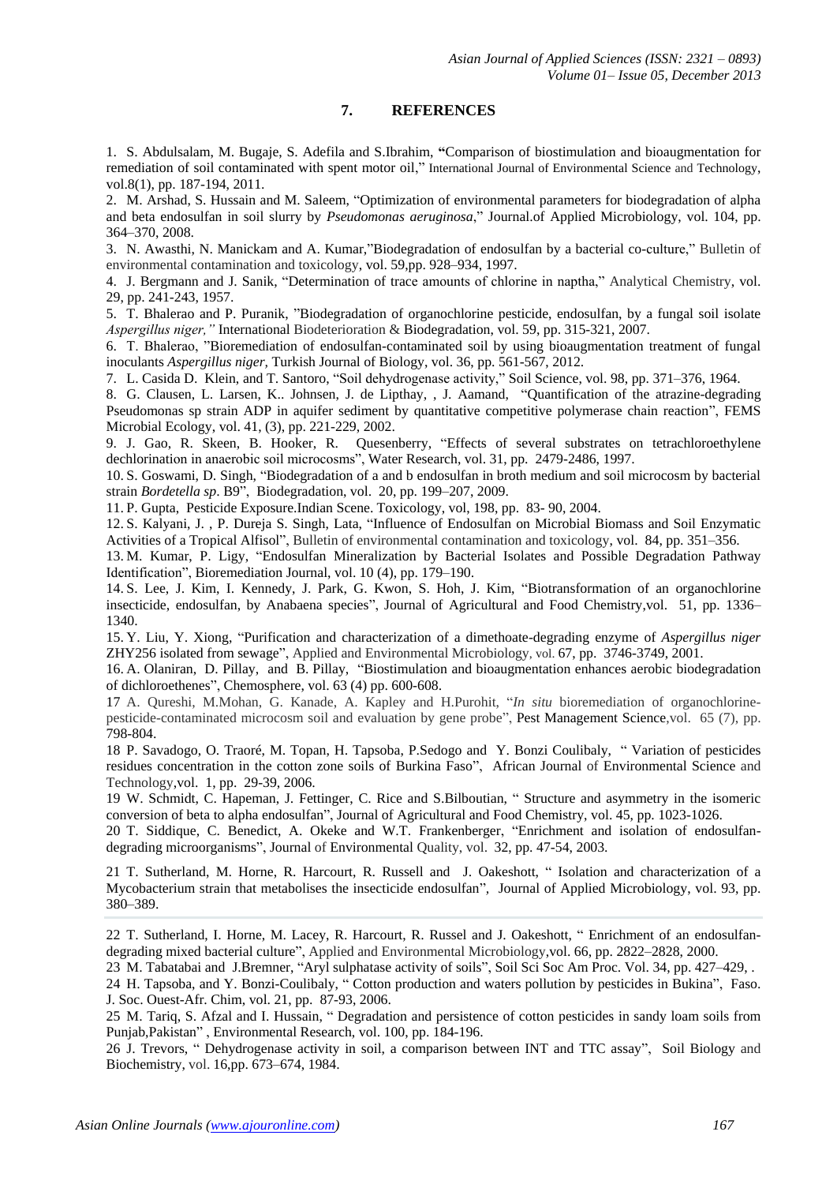## 7. REFERENCES

1. S. Abdulsalam, M. Bugaje, S. Adefila and S.Ibrahim, "Comparison of biostimulation and bioaugmentation for remediation of soil contaminated with spent motor oil," International Journal of Environmental Science and Technology, vol.8(1), pp. 187-194, 2011.
2. M. Arshad, S. Hussain and M. Saleem, "Optimization of environmental parameters for biodegradation of alpha and beta endosulfan in soil slurry by *Pseudomonas aeruginosa*," Journal.of Applied Microbiology, vol. 104, pp. 364–370, 2008.
3. N. Awasthi, N. Manickam and A. Kumar,"Biodegradation of endosulfan by a bacterial co-culture," Bulletin of environmental contamination and toxicology, vol. 59,pp. 928–934, 1997.
4. J. Bergmann and J. Sanik, "Determination of trace amounts of chlorine in naptha," Analytical Chemistry, vol. 29, pp. 241-243, 1957.
5. T. Bhalerao and P. Puranik, "Biodegradation of organochlorine pesticide, endosulfan, by a fungal soil isolate *Aspergillus niger,"* International Biodeterioration & Biodegradation, vol. 59, pp. 315-321, 2007.
6. T. Bhalerao, "Bioremediation of endosulfan-contaminated soil by using bioaugmentation treatment of fungal inoculants *Aspergillus niger,* Turkish Journal of Biology, vol. 36, pp. 561-567, 2012.
7. L. Casida D. Klein, and T. Santoro, "Soil dehydrogenase activity," Soil Science, vol. 98, pp. 371–376, 1964.
8. G. Clausen, L. Larsen, K.. Johnsen, J. de Lipthay, , J. Aamand, "Quantification of the atrazine-degrading Pseudomonas sp strain ADP in aquifer sediment by quantitative competitive polymerase chain reaction", FEMS Microbial Ecology, vol. 41, (3), pp. 221-229, 2002.
9. J. Gao, R. Skeen, B. Hooker, R. Quesenberry, "Effects of several substrates on tetrachloroethylene dechlorination in anaerobic soil microcosms", Water Research, vol. 31, pp. 2479-2486, 1997.
10. S. Goswami, D. Singh, "Biodegradation of a and b endosulfan in broth medium and soil microcosm by bacterial strain *Bordetella sp*. B9", Biodegradation, vol. 20, pp. 199–207, 2009.
11. P. Gupta, Pesticide Exposure.Indian Scene. Toxicology, vol, 198, pp. 83- 90, 2004.
12. S. Kalyani, J. , P. Dureja S. Singh, Lata, "Influence of Endosulfan on Microbial Biomass and Soil Enzymatic Activities of a Tropical Alfisol", Bulletin of environmental contamination and toxicology, vol. 84, pp. 351–356.
13. M. Kumar, P. Ligy, "Endosulfan Mineralization by Bacterial Isolates and Possible Degradation Pathway Identification", Bioremediation Journal, vol. 10 (4), pp. 179–190.
14. S. Lee, J. Kim, I. Kennedy, J. Park, G. Kwon, S. Hoh, J. Kim, "Biotransformation of an organochlorine insecticide, endosulfan, by Anabaena species", Journal of Agricultural and Food Chemistry,vol. 51, pp. 1336–1340.
15. Y. Liu, Y. Xiong, "Purification and characterization of a dimethoate-degrading enzyme of *Aspergillus niger* ZHY256 isolated from sewage", Applied and Environmental Microbiology, vol. 67, pp. 3746-3749, 2001.
16. A. Olaniran, D. Pillay, and B. Pillay, "Biostimulation and bioaugmentation enhances aerobic biodegradation of dichloroethenes", Chemosphere, vol. 63 (4) pp. 600-608.
17 A. Qureshi, M.Mohan, G. Kanade, A. Kapley and H.Purohit, "*In situ* bioremediation of organochlorine-pesticide-contaminated microcosm soil and evaluation by gene probe", Pest Management Science,vol. 65 (7), pp. 798-804.
18 P. Savadogo, O. Traoré, M. Topan, H. Tapsoba, P.Sedogo and Y. Bonzi Coulibaly, " Variation of pesticides residues concentration in the cotton zone soils of Burkina Faso", African Journal of Environmental Science and Technology,vol. 1, pp. 29-39, 2006.
19 W. Schmidt, C. Hapeman, J. Fettinger, C. Rice and S.Bilboutian, " Structure and asymmetry in the isomeric conversion of beta to alpha endosulfan", Journal of Agricultural and Food Chemistry, vol. 45, pp. 1023-1026.
20 T. Siddique, C. Benedict, A. Okeke and W.T. Frankenberger, "Enrichment and isolation of endosulfan-degrading microorganisms", Journal of Environmental Quality, vol. 32, pp. 47-54, 2003.
21 T. Sutherland, M. Horne, R. Harcourt, R. Russell and J. Oakeshott, " Isolation and characterization of a Mycobacterium strain that metabolises the insecticide endosulfan", Journal of Applied Microbiology, vol. 93, pp. 380–389.
22 T. Sutherland, I. Horne, M. Lacey, R. Harcourt, R. Russel and J. Oakeshott, " Enrichment of an endosulfan-degrading mixed bacterial culture", Applied and Environmental Microbiology,vol. 66, pp. 2822–2828, 2000.
23 M. Tabatabai and J.Bremner, "Aryl sulphatase activity of soils", Soil Sci Soc Am Proc. Vol. 34, pp. 427–429, .
24 H. Tapsoba, and Y. Bonzi-Coulibaly, " Cotton production and waters pollution by pesticides in Bukina", Faso. J. Soc. Ouest-Afr. Chim, vol. 21, pp. 87-93, 2006.
25 M. Tariq, S. Afzal and I. Hussain, " Degradation and persistence of cotton pesticides in sandy loam soils from Punjab,Pakistan" , Environmental Research, vol. 100, pp. 184-196.
26 J. Trevors, " Dehydrogenase activity in soil, a comparison between INT and TTC assay", Soil Biology and Biochemistry, vol. 16,pp. 673–674, 1984.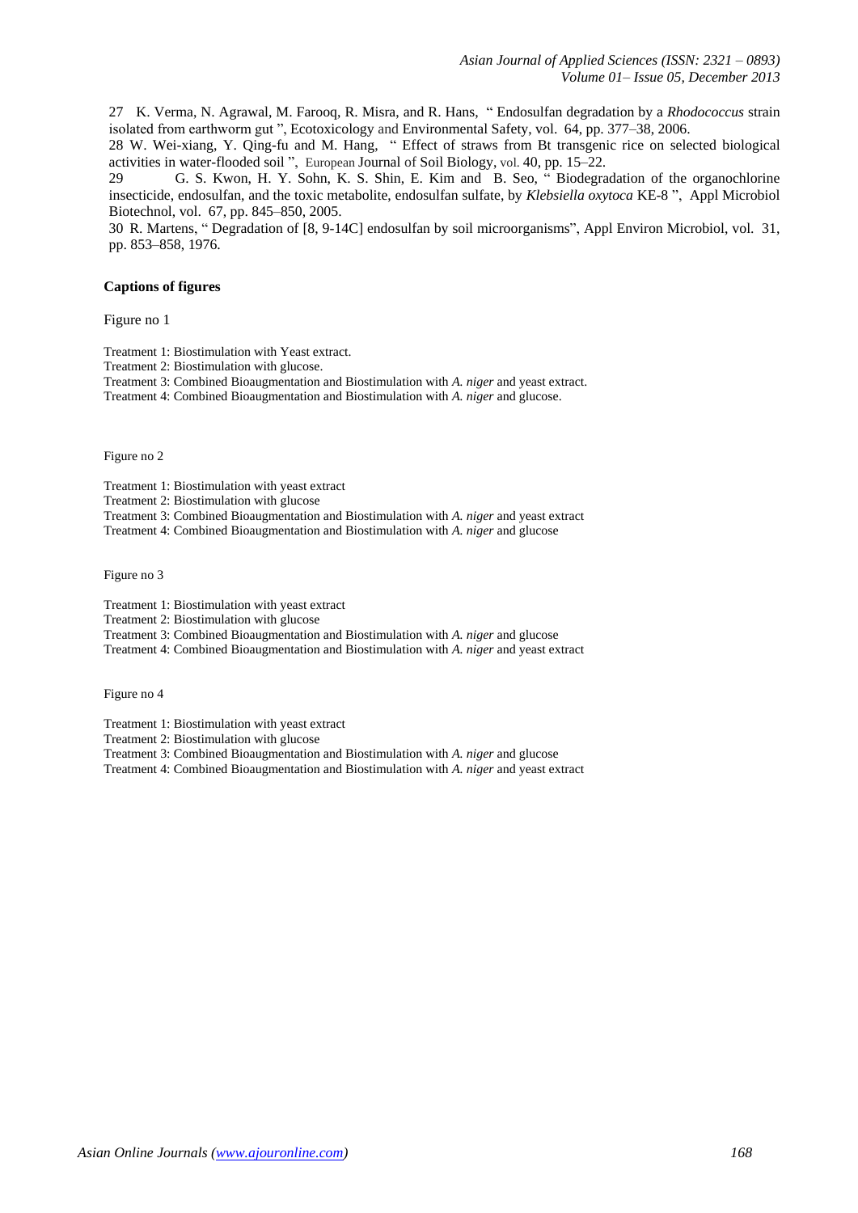27 K. Verma, N. Agrawal, M. Farooq, R. Misra, and R. Hans, " Endosulfan degradation by a *Rhodococcus* strain isolated from earthworm gut ", Ecotoxicology and Environmental Safety, vol. 64, pp. 377–38, 2006.

28 W. Wei-xiang, Y. Qing-fu and M. Hang, " Effect of straws from Bt transgenic rice on selected biological activities in water-flooded soil ", European Journal of Soil Biology, vol. 40, pp. 15–22.

29 G. S. Kwon, H. Y. Sohn, K. S. Shin, E. Kim and B. Seo, " Biodegradation of the organochlorine insecticide, endosulfan, and the toxic metabolite, endosulfan sulfate, by *Klebsiella oxytoca* KE-8 ", Appl Microbiol Biotechnol, vol. 67, pp. 845–850, 2005.

30 R. Martens, " Degradation of [8, 9-14C] endosulfan by soil microorganisms", Appl Environ Microbiol, vol. 31, pp. 853–858, 1976.

**Captions of figures**

Figure no 1

Treatment 1: Biostimulation with Yeast extract.
Treatment 2: Biostimulation with glucose.
Treatment 3: Combined Bioaugmentation and Biostimulation with *A. niger* and yeast extract.
Treatment 4: Combined Bioaugmentation and Biostimulation with *A. niger* and glucose.

Figure no 2

Treatment 1: Biostimulation with yeast extract
Treatment 2: Biostimulation with glucose
Treatment 3: Combined Bioaugmentation and Biostimulation with *A. niger* and yeast extract
Treatment 4: Combined Bioaugmentation and Biostimulation with *A. niger* and glucose

Figure no 3

Treatment 1: Biostimulation with yeast extract
Treatment 2: Biostimulation with glucose
Treatment 3: Combined Bioaugmentation and Biostimulation with *A. niger* and glucose
Treatment 4: Combined Bioaugmentation and Biostimulation with *A. niger* and yeast extract

Figure no 4

Treatment 1: Biostimulation with yeast extract
Treatment 2: Biostimulation with glucose
Treatment 3: Combined Bioaugmentation and Biostimulation with *A. niger* and glucose
Treatment 4: Combined Bioaugmentation and Biostimulation with *A. niger* and yeast extract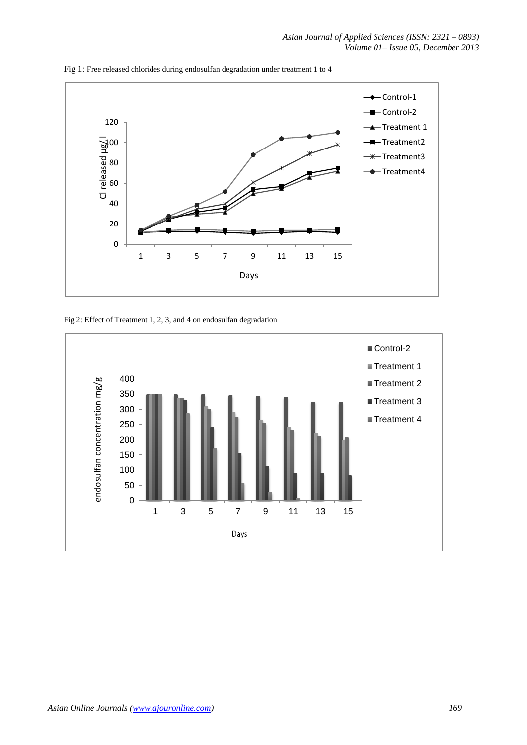Fig 1: Free released chlorides during endosulfan degradation under treatment 1 to 4

Fig 2: Effect of Treatment 1, 2, 3, and 4 on endosulfan degradation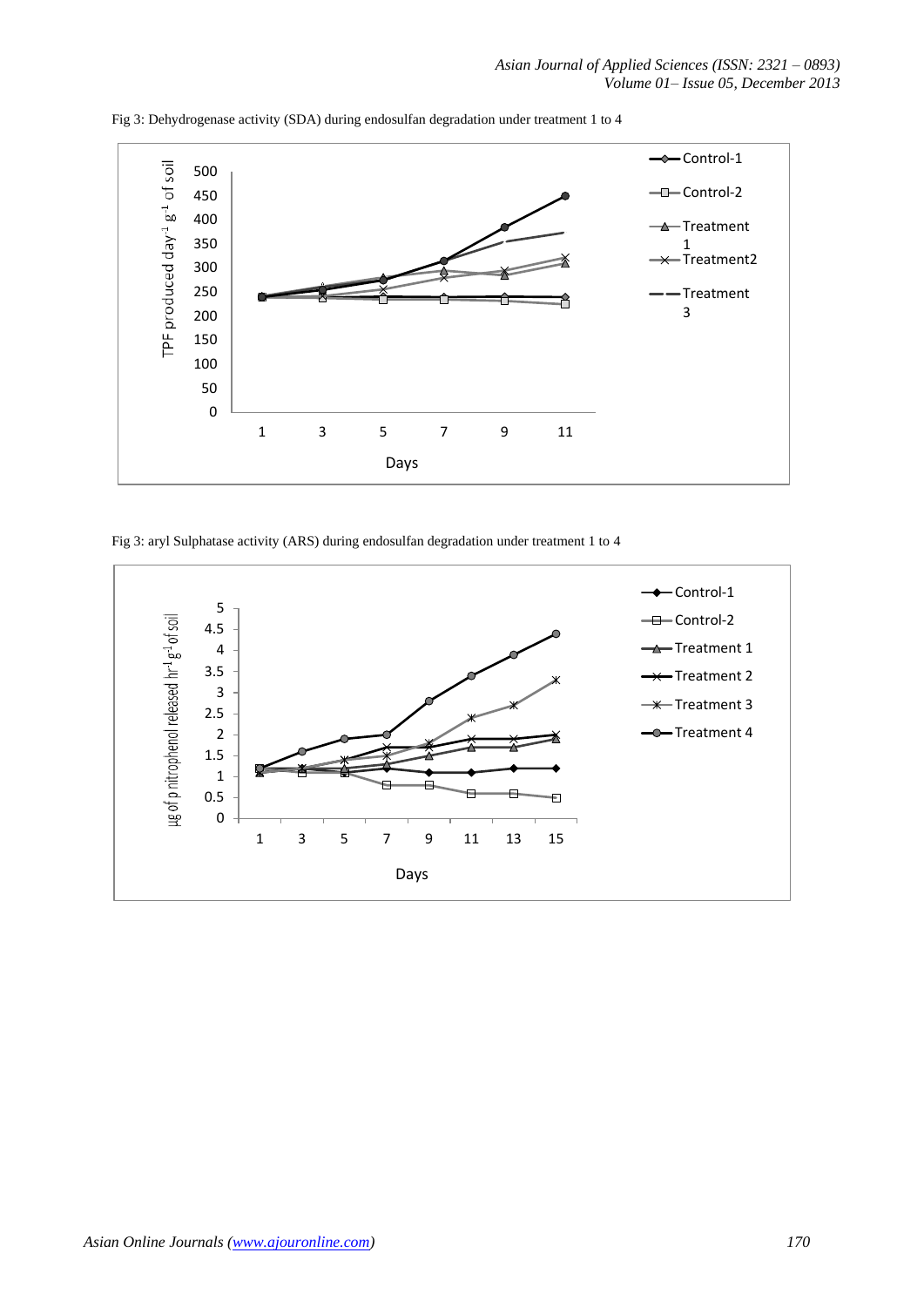Fig 3: Dehydrogenase activity (SDA) during endosulfan degradation under treatment 1 to 4

TPF produced day$^{-1}$ g$^{-1}$ of soil

500
450
400
350
300
250
200
150
100
50
0

1
3
5
7
9
11

Days

Control-1
Control-2
Treatment 1
Treatment2
Treatment 3

Fig 3: aryl Sulphatase activity (ARS) during endosulfan degradation under treatment 1 to 4

µg of p nitrophenol released hr$^{-1}$g$^{-1}$ of soil

5
4.5
4
3.5
3
2.5
2
1.5
1
0.5
0

1
3
5
7
9
11
13
15

Days

Control-1
Control-2
Treatment 1
Treatment 2
Treatment 3
Treatment 4